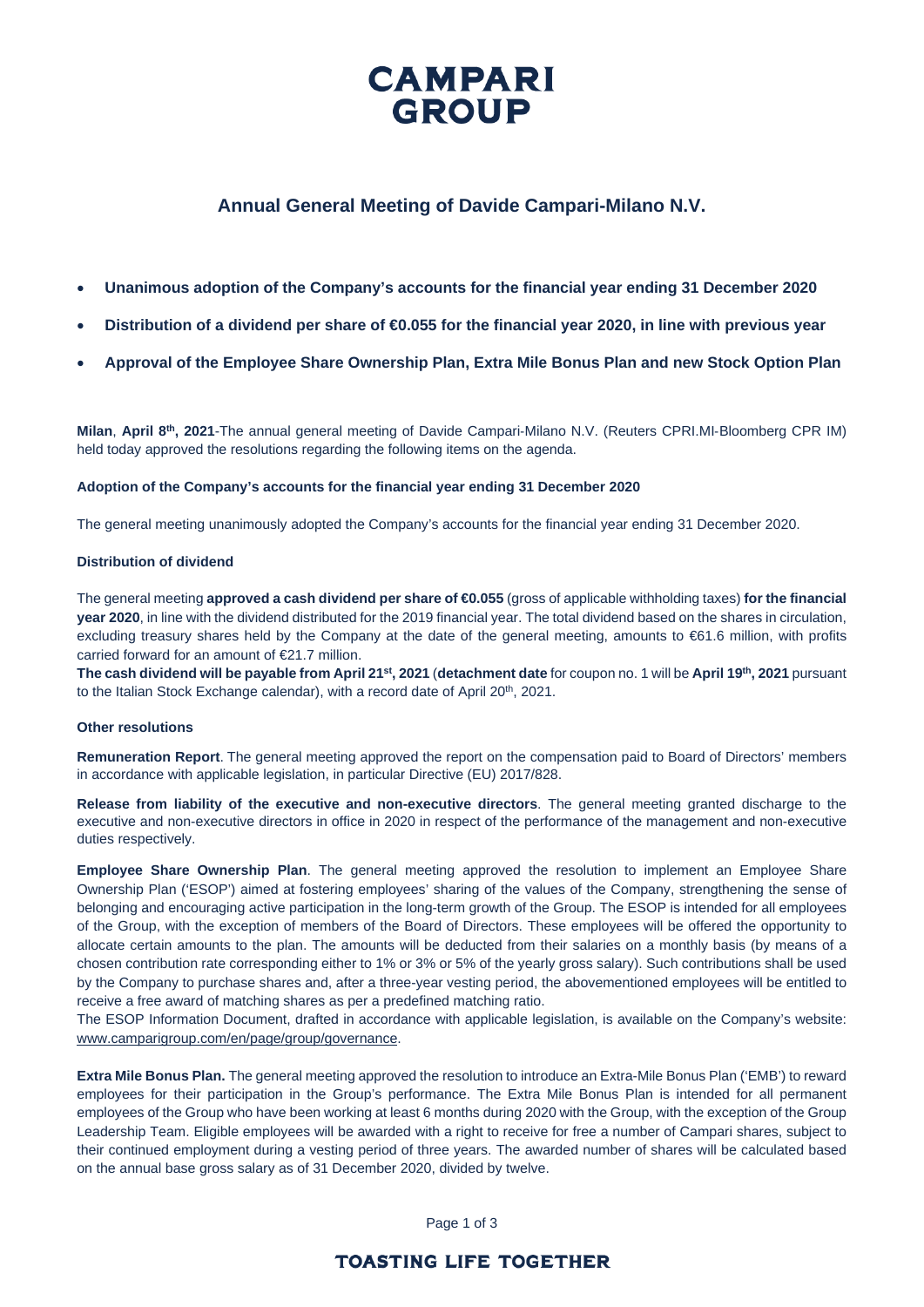# Annual General Meeting of Davide Campari-Milano N.V.

- **Unanimous adoption of the Company's accounts for the financial year ending 31 December 2020**
- **Distribution of a dividend per share of €0.055 for the financial year 2020, in line with previous year**
- **Approval of the Employee Share Ownership Plan, Extra Mile Bonus Plan and new Stock Option Plan**

**Milan**, **April 8th, 2021**-The annual general meeting of Davide Campari-Milano N.V. (Reuters CPRI.MI-Bloomberg CPR IM) held today approved the resolutions regarding the following items on the agenda.

**Adoption of the Company's accounts for the financial year ending 31 December 2020**

The general meeting unanimously adopted the Company's accounts for the financial year ending 31 December 2020.

**Distribution of dividend**

The general meeting **approved a cash dividend per share of €0.055** (gross of applicable withholding taxes) **for the financial year 2020**, in line with the dividend distributed for the 2019 financial year. The total dividend based on the shares in circulation, excluding treasury shares held by the Company at the date of the general meeting, amounts to €61.6 million, with profits carried forward for an amount of €21.7 million.

**The cash dividend will be payable from April 21st, 2021** (**detachment date** for coupon no. 1 will be **April 19th, 2021** pursuant to the Italian Stock Exchange calendar), with a record date of April 20th, 2021.

**Other resolutions**

**Remuneration Report**. The general meeting approved the report on the compensation paid to Board of Directors' members in accordance with applicable legislation, in particular Directive (EU) 2017/828.

**Release from liability of the executive and non-executive directors**. The general meeting granted discharge to the executive and non-executive directors in office in 2020 in respect of the performance of the management and non-executive duties respectively.

**Employee Share Ownership Plan**. The general meeting approved the resolution to implement an Employee Share Ownership Plan ('ESOP') aimed at fostering employees' sharing of the values of the Company, strengthening the sense of belonging and encouraging active participation in the long-term growth of the Group. The ESOP is intended for all employees of the Group, with the exception of members of the Board of Directors. These employees will be offered the opportunity to allocate certain amounts to the plan. The amounts will be deducted from their salaries on a monthly basis (by means of a chosen contribution rate corresponding either to 1% or 3% or 5% of the yearly gross salary). Such contributions shall be used by the Company to purchase shares and, after a three-year vesting period, the abovementioned employees will be entitled to receive a free award of matching shares as per a predefined matching ratio.

The ESOP Information Document, drafted in accordance with applicable legislation, is available on the Company's website: www.camparigroup.com/en/page/group/governance.

**Extra Mile Bonus Plan.** The general meeting approved the resolution to introduce an Extra-Mile Bonus Plan ('EMB') to reward employees for their participation in the Group's performance. The Extra Mile Bonus Plan is intended for all permanent employees of the Group who have been working at least 6 months during 2020 with the Group, with the exception of the Group Leadership Team. Eligible employees will be awarded with a right to receive for free a number of Campari shares, subject to their continued employment during a vesting period of three years. The awarded number of shares will be calculated based on the annual base gross salary as of 31 December 2020, divided by twelve.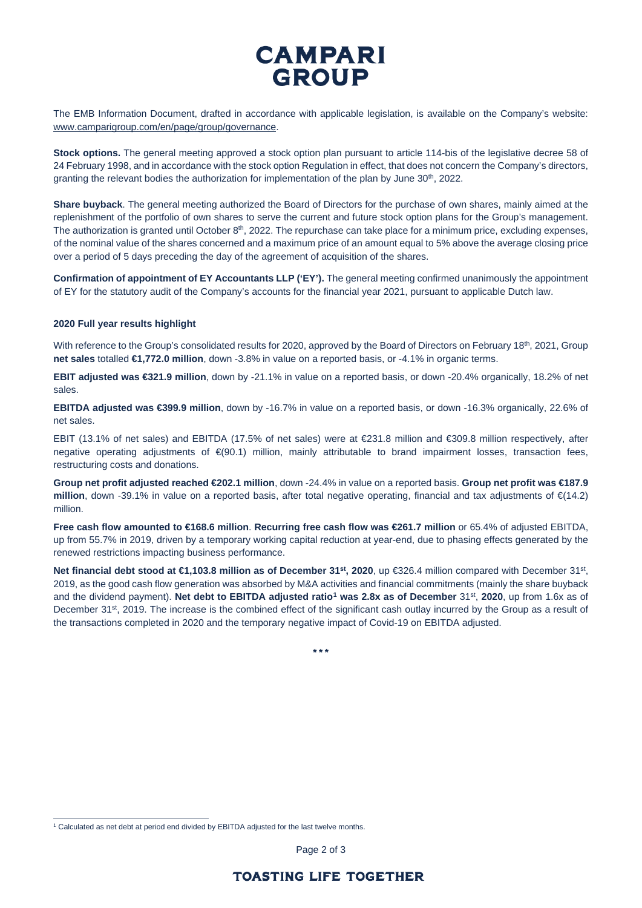The EMB Information Document, drafted in accordance with applicable legislation, is available on the Company's website: www.camparigroup.com/en/page/group/governance.

**Stock options.** The general meeting approved a stock option plan pursuant to article 114-bis of the legislative decree 58 of 24 February 1998, and in accordance with the stock option Regulation in effect, that does not concern the Company's directors, granting the relevant bodies the authorization for implementation of the plan by June 30th, 2022.

**Share buyback**. The general meeting authorized the Board of Directors for the purchase of own shares, mainly aimed at the replenishment of the portfolio of own shares to serve the current and future stock option plans for the Group's management. The authorization is granted until October 8th, 2022. The repurchase can take place for a minimum price, excluding expenses, of the nominal value of the shares concerned and a maximum price of an amount equal to 5% above the average closing price over a period of 5 days preceding the day of the agreement of acquisition of the shares.

**Confirmation of appointment of EY Accountants LLP ('EY').** The general meeting confirmed unanimously the appointment of EY for the statutory audit of the Company's accounts for the financial year 2021, pursuant to applicable Dutch law.

**2020 Full year results highlight**

With reference to the Group's consolidated results for 2020, approved by the Board of Directors on February 18th, 2021, Group **net sales** totalled **€1,772.0 million**, down -3.8% in value on a reported basis, or -4.1% in organic terms.

**EBIT adjusted was €321.9 million**, down by -21.1% in value on a reported basis, or down -20.4% organically, 18.2% of net sales.

**EBITDA adjusted was €399.9 million**, down by -16.7% in value on a reported basis, or down -16.3% organically, 22.6% of net sales.

EBIT (13.1% of net sales) and EBITDA (17.5% of net sales) were at €231.8 million and €309.8 million respectively, after negative operating adjustments of €(90.1) million, mainly attributable to brand impairment losses, transaction fees, restructuring costs and donations.

**Group net profit adjusted reached €202.1 million**, down -24.4% in value on a reported basis. **Group net profit was €187.9 million**, down -39.1% in value on a reported basis, after total negative operating, financial and tax adjustments of €(14.2) million.

**Free cash flow amounted to €168.6 million**. **Recurring free cash flow was €261.7 million** or 65.4% of adjusted EBITDA, up from 55.7% in 2019, driven by a temporary working capital reduction at year-end, due to phasing effects generated by the renewed restrictions impacting business performance.

**Net financial debt stood at €1,103.8 million as of December 31st, 2020**, up €326.4 million compared with December 31st, 2019, as the good cash flow generation was absorbed by M&A activities and financial commitments (mainly the share buyback and the dividend payment). **Net debt to EBITDA adjusted ratio[1] was 2.8x as of December 31st, 2020**, up from 1.6x as of December 31st, 2019. The increase is the combined effect of the significant cash outlay incurred by the Group as a result of the transactions completed in 2020 and the temporary negative impact of Covid-19 on EBITDA adjusted.

\* \* \*

[1] Calculated as net debt at period end divided by EBITDA adjusted for the last twelve months.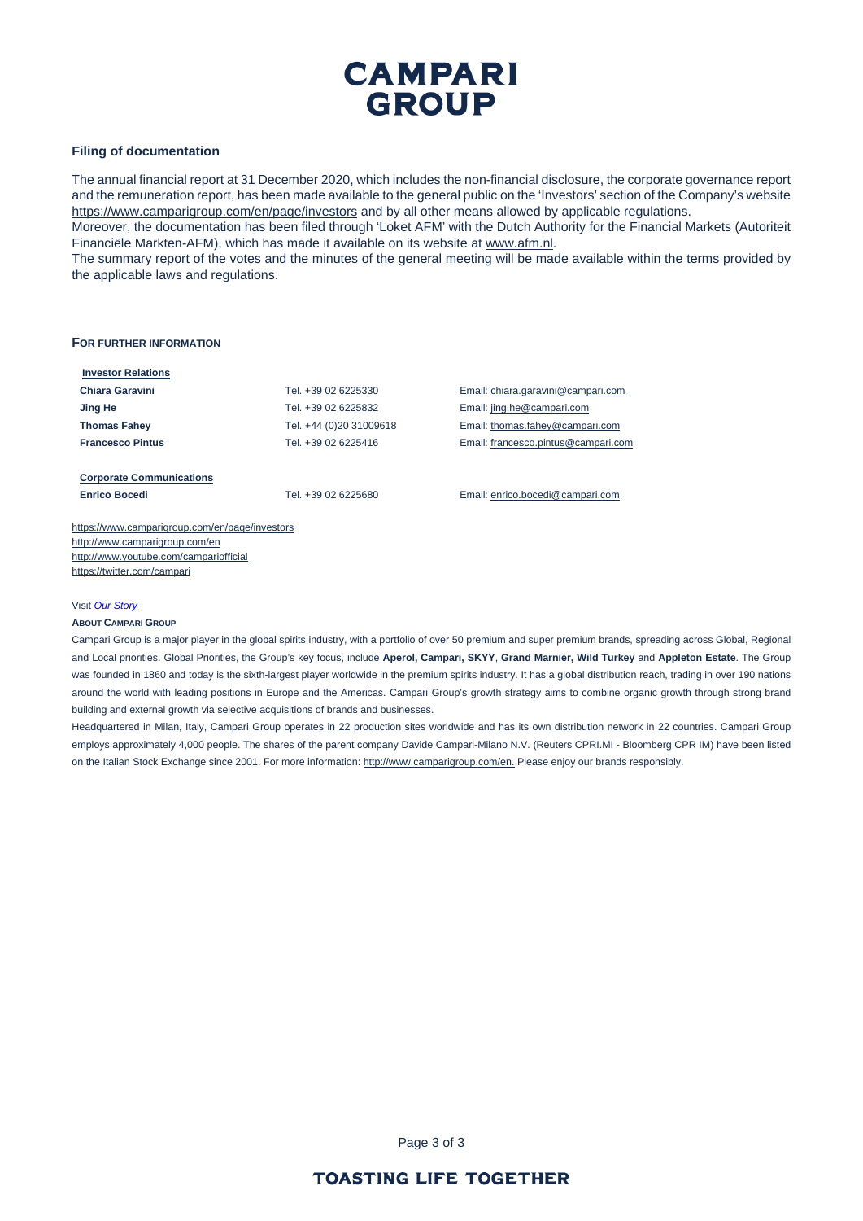## Filing of documentation

The annual financial report at 31 December 2020, which includes the non-financial disclosure, the corporate governance report and the remuneration report, has been made available to the general public on the 'Investors' section of the Company's website https://www.camparigroup.com/en/page/investors and by all other means allowed by applicable regulations.
Moreover, the documentation has been filed through 'Loket AFM' with the Dutch Authority for the Financial Markets (Autoriteit Financiële Markten-AFM), which has made it available on its website at www.afm.nl.
The summary report of the votes and the minutes of the general meeting will be made available within the terms provided by the applicable laws and regulations.

### FOR FURTHER INFORMATION

| | | |
|---|---|---|
| **Investor Relations** | | |
| **Chiara Garavini** | Tel. +39 02 6225330 | Email: chiara.garavini@campari.com |
| **Jing He** | Tel. +39 02 6225832 | Email: jing.he@campari.com |
| **Thomas Fahey** | Tel. +44 (0)20 31009618 | Email: thomas.fahey@campari.com |
| **Francesco Pintus** | Tel. +39 02 6225416 | Email: francesco.pintus@campari.com |
| | | |
| **Corporate Communications** | | |
| **Enrico Bocedi** | Tel. +39 02 6225680 | Email: enrico.bocedi@campari.com |

https://www.camparigroup.com/en/page/investors
http://www.camparigroup.com/en
http://www.youtube.com/campariofficial
https://twitter.com/campari

Visit *Our Story*

**ABOUT CAMPARI GROUP**

Campari Group is a major player in the global spirits industry, with a portfolio of over 50 premium and super premium brands, spreading across Global, Regional and Local priorities. Global Priorities, the Group's key focus, include **Aperol, Campari, SKYY**, **Grand Marnier, Wild Turkey** and **Appleton Estate**. The Group was founded in 1860 and today is the sixth-largest player worldwide in the premium spirits industry. It has a global distribution reach, trading in over 190 nations around the world with leading positions in Europe and the Americas. Campari Group's growth strategy aims to combine organic growth through strong brand building and external growth via selective acquisitions of brands and businesses.

Headquartered in Milan, Italy, Campari Group operates in 22 production sites worldwide and has its own distribution network in 22 countries. Campari Group employs approximately 4,000 people. The shares of the parent company Davide Campari-Milano N.V. (Reuters CPRI.MI - Bloomberg CPR IM) have been listed on the Italian Stock Exchange since 2001. For more information: http://www.camparigroup.com/en. Please enjoy our brands responsibly.